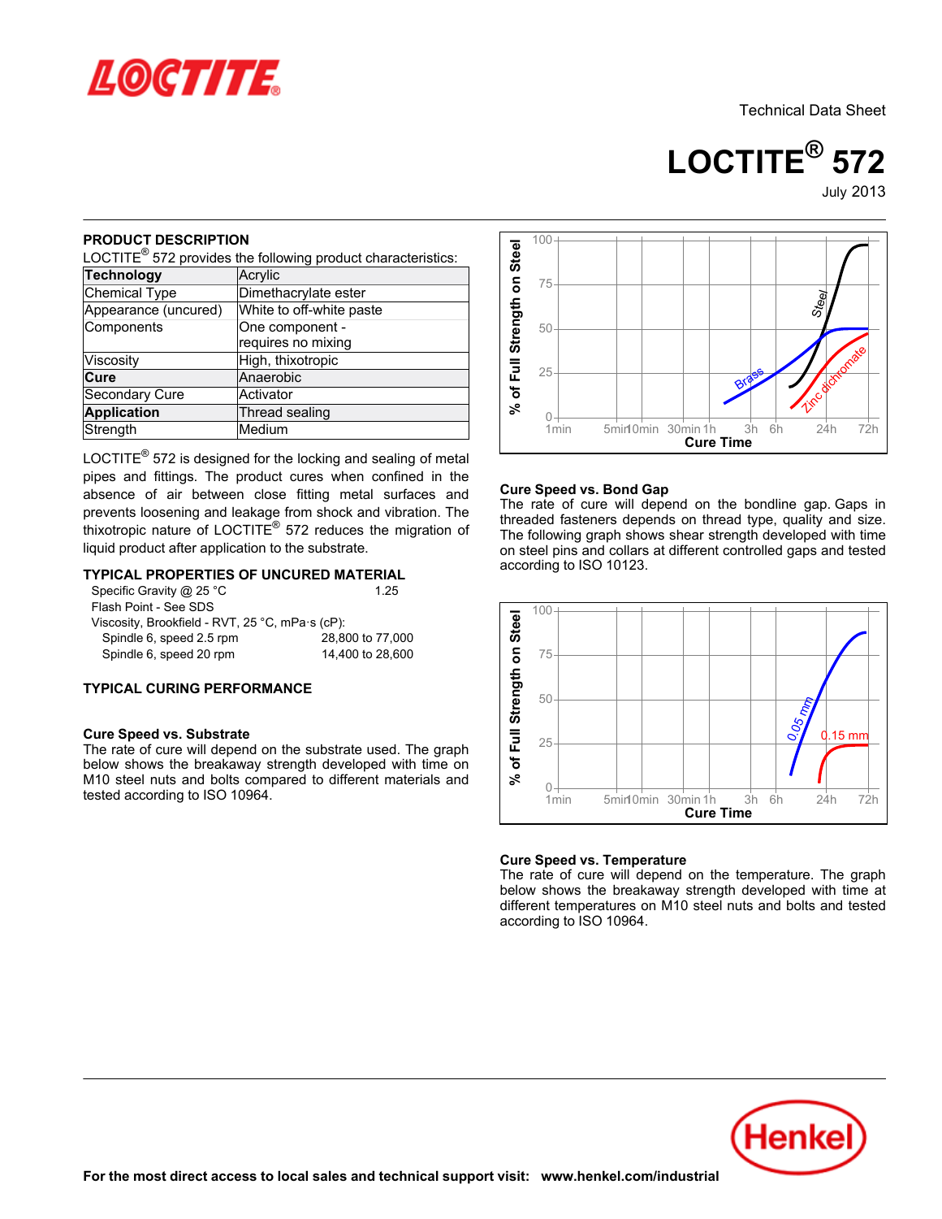Technical Data Sheet

# LOCTITE® 572

July 2013

## PRODUCT DESCRIPTION

LOCTITE® 572 provides the following product characteristics:

| **Technology** | Acrylic |
|---|---|
| Chemical Type | Dimethacrylate ester |
| Appearance (uncured) | White to off-white paste |
| Components | One component - requires no mixing |
| Viscosity | High, thixotropic |
| **Cure** | Anaerobic |
| Secondary Cure | Activator |
| **Application** | Thread sealing |
| Strength | Medium |

LOCTITE® 572 is designed for the locking and sealing of metal pipes and fittings. The product cures when confined in the absence of air between close fitting metal surfaces and prevents loosening and leakage from shock and vibration. The thixotropic nature of LOCTITE® 572 reduces the migration of liquid product after application to the substrate.

## TYPICAL PROPERTIES OF UNCURED MATERIAL

Specific Gravity @ 25 °C: 1.25

Flash Point - See SDS

Viscosity, Brookfield - RVT, 25 °C, mPa·s (cP):

- Spindle 6, speed 2.5 rpm: 28,800 to 77,000
- Spindle 6, speed 20 rpm: 14,400 to 28,600

## TYPICAL CURING PERFORMANCE

### Cure Speed vs. Substrate

The rate of cure will depend on the substrate used. The graph below shows the breakaway strength developed with time on M10 steel nuts and bolts compared to different materials and tested according to ISO 10964.

### Cure Speed vs. Bond Gap

The rate of cure will depend on the bondline gap. Gaps in threaded fasteners depends on thread type, quality and size. The following graph shows shear strength developed with time on steel pins and collars at different controlled gaps and tested according to ISO 10123.

### Cure Speed vs. Temperature

The rate of cure will depend on the temperature. The graph below shows the breakaway strength developed with time at different temperatures on M10 steel nuts and bolts and tested according to ISO 10964.

For the most direct access to local sales and technical support visit: www.henkel.com/industrial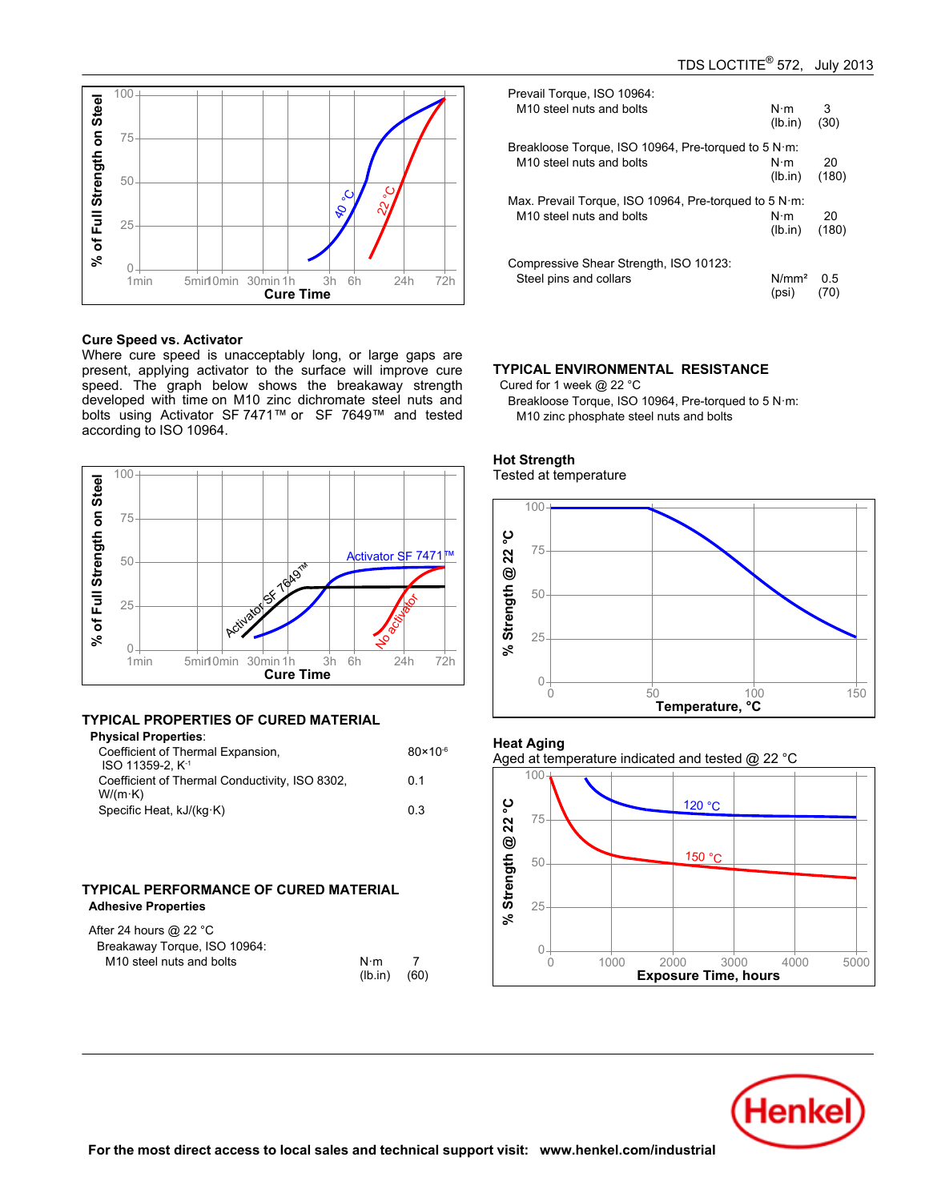### Cure Speed vs. Activator

Where cure speed is unacceptably long, or large gaps are present, applying activator to the surface will improve cure speed. The graph below shows the breakaway strength developed with time on M10 zinc dichromate steel nuts and bolts using Activator SF 7471™ or SF 7649™ and tested according to ISO 10964.

## TYPICAL PROPERTIES OF CURED MATERIAL

**Physical Properties**:

| Property | Value |
|---|---|
| Coefficient of Thermal Expansion, ISO 11359-2, $K^{-1}$ | $80\times10^{-6}$ |
| Coefficient of Thermal Conductivity, ISO 8302, W/(m·K) | 0.1 |
| Specific Heat, kJ/(kg·K) | 0.3 |

## TYPICAL PERFORMANCE OF CURED MATERIAL

**Adhesive Properties**

After 24 hours @ 22 °C

| Property | Unit | Value |
|---|---|---|
| Breakaway Torque, ISO 10964: M10 steel nuts and bolts | N·m (lb.in) | 7 (60) |
| Prevail Torque, ISO 10964: M10 steel nuts and bolts | N·m (lb.in) | 3 (30) |
| Breakloose Torque, ISO 10964, Pre-torqued to 5 N·m: M10 steel nuts and bolts | N·m (lb.in) | 20 (180) |
| Max. Prevail Torque, ISO 10964, Pre-torqued to 5 N·m: M10 steel nuts and bolts | N·m (lb.in) | 20 (180) |
| Compressive Shear Strength, ISO 10123: Steel pins and collars | N/mm² (psi) | 0.5 (70) |

## TYPICAL ENVIRONMENTAL RESISTANCE

Cured for 1 week @ 22 °C

Breakloose Torque, ISO 10964, Pre-torqued to 5 N·m:

M10 zinc phosphate steel nuts and bolts

### Hot Strength

Tested at temperature

### Heat Aging

Aged at temperature indicated and tested @ 22 °C

**For the most direct access to local sales and technical support visit: www.henkel.com/industrial**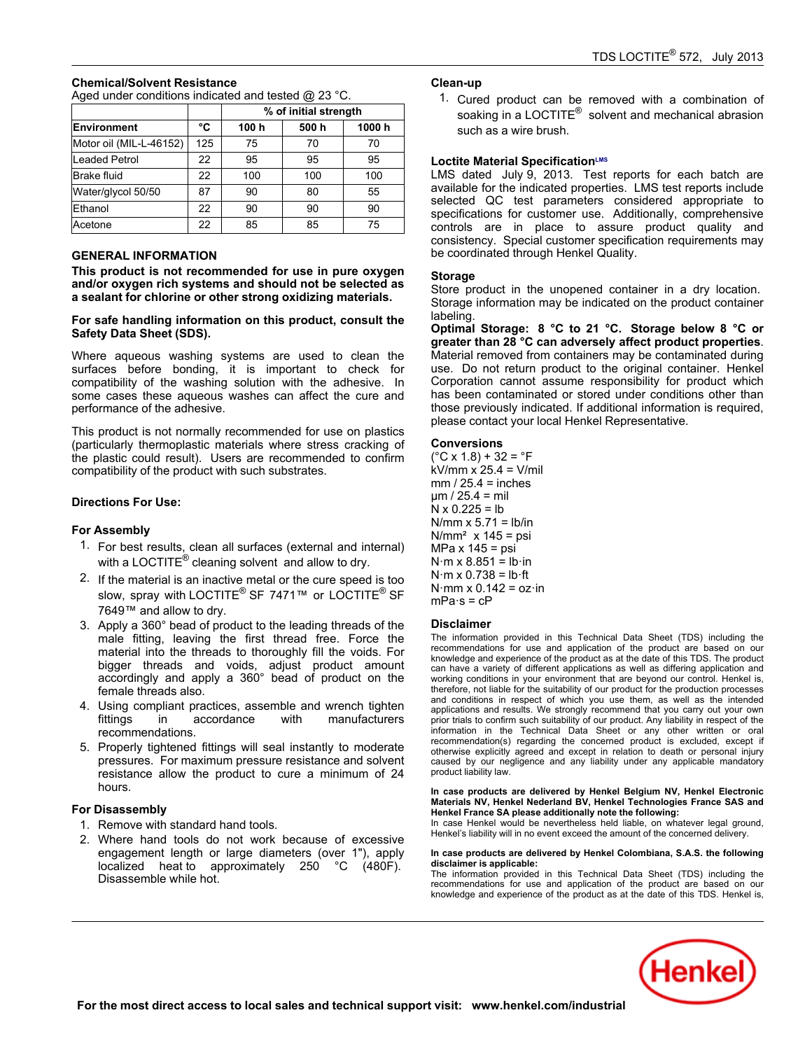### Chemical/Solvent Resistance

Aged under conditions indicated and tested @ 23 °C.

| | | % of initial strength | | |
|---|---|---|---|---|
| **Environment** | **°C** | **100 h** | **500 h** | **1000 h** |
| Motor oil (MIL-L-46152) | 125 | 75 | 70 | 70 |
| Leaded Petrol | 22 | 95 | 95 | 95 |
| Brake fluid | 22 | 100 | 100 | 100 |
| Water/glycol 50/50 | 87 | 90 | 80 | 55 |
| Ethanol | 22 | 90 | 90 | 90 |
| Acetone | 22 | 85 | 85 | 75 |

## GENERAL INFORMATION

**This product is not recommended for use in pure oxygen and/or oxygen rich systems and should not be selected as a sealant for chlorine or other strong oxidizing materials.**

**For safe handling information on this product, consult the Safety Data Sheet (SDS).**

Where aqueous washing systems are used to clean the surfaces before bonding, it is important to check for compatibility of the washing solution with the adhesive. In some cases these aqueous washes can affect the cure and performance of the adhesive.

This product is not normally recommended for use on plastics (particularly thermoplastic materials where stress cracking of the plastic could result). Users are recommended to confirm compatibility of the product with such substrates.

### Directions For Use:

### For Assembly

1. For best results, clean all surfaces (external and internal) with a LOCTITE® cleaning solvent and allow to dry.
2. If the material is an inactive metal or the cure speed is too slow, spray with LOCTITE® SF 7471™ or LOCTITE® SF 7649™ and allow to dry.
3. Apply a 360° bead of product to the leading threads of the male fitting, leaving the first thread free. Force the material into the threads to thoroughly fill the voids. For bigger threads and voids, adjust product amount accordingly and apply a 360° bead of product on the female threads also.
4. Using compliant practices, assemble and wrench tighten fittings in accordance with manufacturers recommendations.
5. Properly tightened fittings will seal instantly to moderate pressures. For maximum pressure resistance and solvent resistance allow the product to cure a minimum of 24 hours.

### For Disassembly

1. Remove with standard hand tools.
2. Where hand tools do not work because of excessive engagement length or large diameters (over 1"), apply localized heat to approximately 250 °C (480F). Disassemble while hot.

### Clean-up

1. Cured product can be removed with a combination of soaking in a LOCTITE® solvent and mechanical abrasion such as a wire brush.

### Loctite Material Specification[LMS]

LMS dated July 9, 2013. Test reports for each batch are available for the indicated properties. LMS test reports include selected QC test parameters considered appropriate to specifications for customer use. Additionally, comprehensive controls are in place to assure product quality and consistency. Special customer specification requirements may be coordinated through Henkel Quality.

### Storage

Store product in the unopened container in a dry location. Storage information may be indicated on the product container labeling.

**Optimal Storage: 8 °C to 21 °C. Storage below 8 °C or greater than 28 °C can adversely affect product properties**. Material removed from containers may be contaminated during use. Do not return product to the original container. Henkel Corporation cannot assume responsibility for product which has been contaminated or stored under conditions other than those previously indicated. If additional information is required, please contact your local Henkel Representative.

### Conversions

(°C x 1.8) + 32 = °F
kV/mm x 25.4 = V/mil
mm / 25.4 = inches
µm / 25.4 = mil
N x 0.225 = lb
N/mm x 5.71 = lb/in
N/mm² x 145 = psi
MPa x 145 = psi
N·m x 8.851 = lb·in
N·m x 0.738 = lb·ft
N·mm x 0.142 = oz·in
mPa·s = cP

### Disclaimer

The information provided in this Technical Data Sheet (TDS) including the recommendations for use and application of the product are based on our knowledge and experience of the product as at the date of this TDS. The product can have a variety of different applications as well as differing application and working conditions in your environment that are beyond our control. Henkel is, therefore, not liable for the suitability of our product for the production processes and conditions in respect of which you use them, as well as the intended applications and results. We strongly recommend that you carry out your own prior trials to confirm such suitability of our product. Any liability in respect of the information in the Technical Data Sheet or any other written or oral recommendation(s) regarding the concerned product is excluded, except if otherwise explicitly agreed and except in relation to death or personal injury caused by our negligence and any liability under any applicable mandatory product liability law.

**In case products are delivered by Henkel Belgium NV, Henkel Electronic Materials NV, Henkel Nederland BV, Henkel Technologies France SAS and Henkel France SA please additionally note the following:**
In case Henkel would be nevertheless held liable, on whatever legal ground, Henkel's liability will in no event exceed the amount of the concerned delivery.

**In case products are delivered by Henkel Colombiana, S.A.S. the following disclaimer is applicable:**
The information provided in this Technical Data Sheet (TDS) including the recommendations for use and application of the product are based on our knowledge and experience of the product as at the date of this TDS. Henkel is,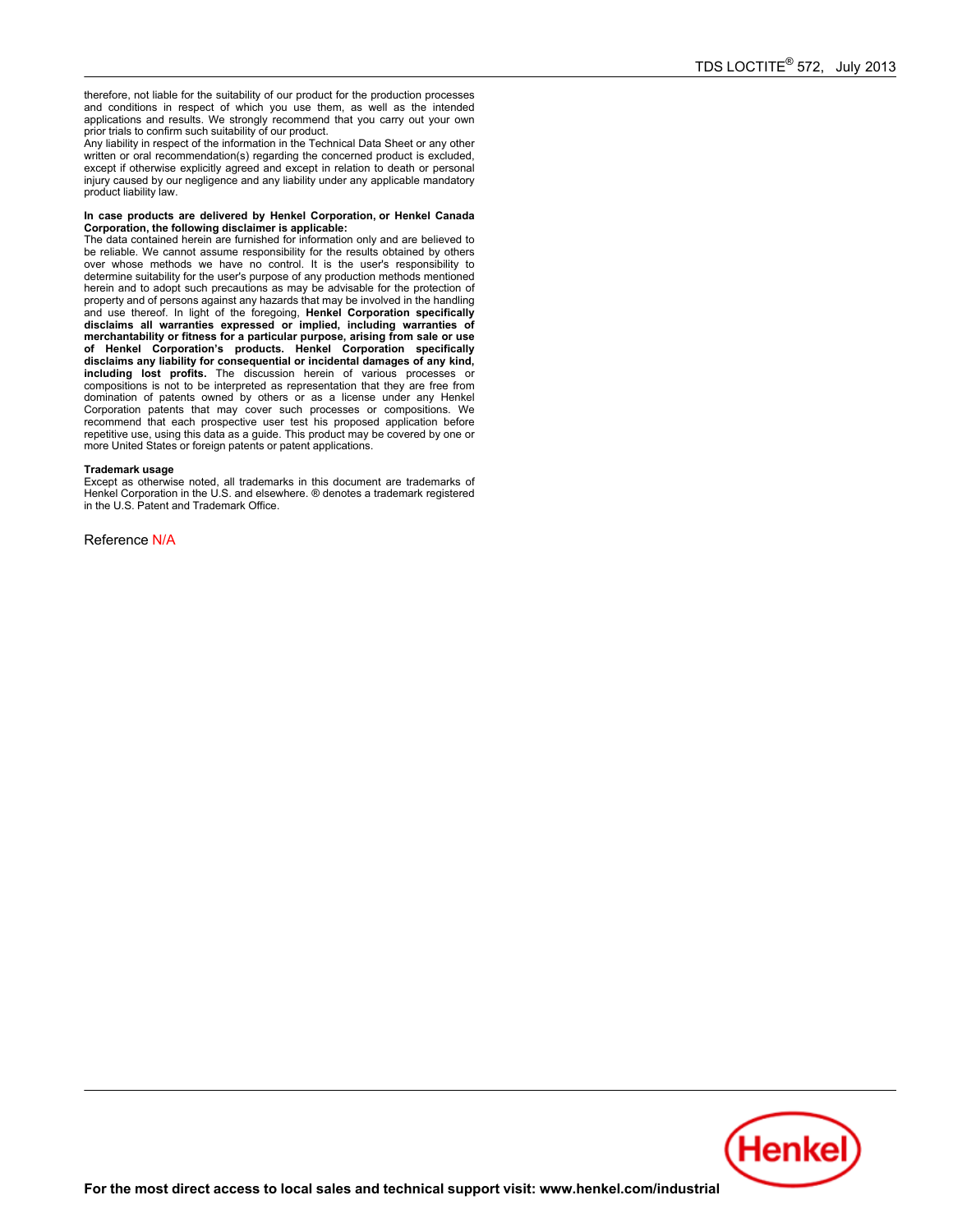therefore, not liable for the suitability of our product for the production processes and conditions in respect of which you use them, as well as the intended applications and results. We strongly recommend that you carry out your own prior trials to confirm such suitability of our product.
Any liability in respect of the information in the Technical Data Sheet or any other written or oral recommendation(s) regarding the concerned product is excluded, except if otherwise explicitly agreed and except in relation to death or personal injury caused by our negligence and any liability under any applicable mandatory product liability law.

**In case products are delivered by Henkel Corporation, or Henkel Canada Corporation, the following disclaimer is applicable:**
The data contained herein are furnished for information only and are believed to be reliable. We cannot assume responsibility for the results obtained by others over whose methods we have no control. It is the user's responsibility to determine suitability for the user's purpose of any production methods mentioned herein and to adopt such precautions as may be advisable for the protection of property and of persons against any hazards that may be involved in the handling and use thereof. In light of the foregoing, **Henkel Corporation specifically disclaims all warranties expressed or implied, including warranties of merchantability or fitness for a particular purpose, arising from sale or use of Henkel Corporation's products. Henkel Corporation specifically disclaims any liability for consequential or incidental damages of any kind, including lost profits.** The discussion herein of various processes or compositions is not to be interpreted as representation that they are free from domination of patents owned by others or as a license under any Henkel Corporation patents that may cover such processes or compositions. We recommend that each prospective user test his proposed application before repetitive use, using this data as a guide. This product may be covered by one or more United States or foreign patents or patent applications.

**Trademark usage**
Except as otherwise noted, all trademarks in this document are trademarks of Henkel Corporation in the U.S. and elsewhere. ® denotes a trademark registered in the U.S. Patent and Trademark Office.

Reference N/A

**For the most direct access to local sales and technical support visit: www.henkel.com/industrial**